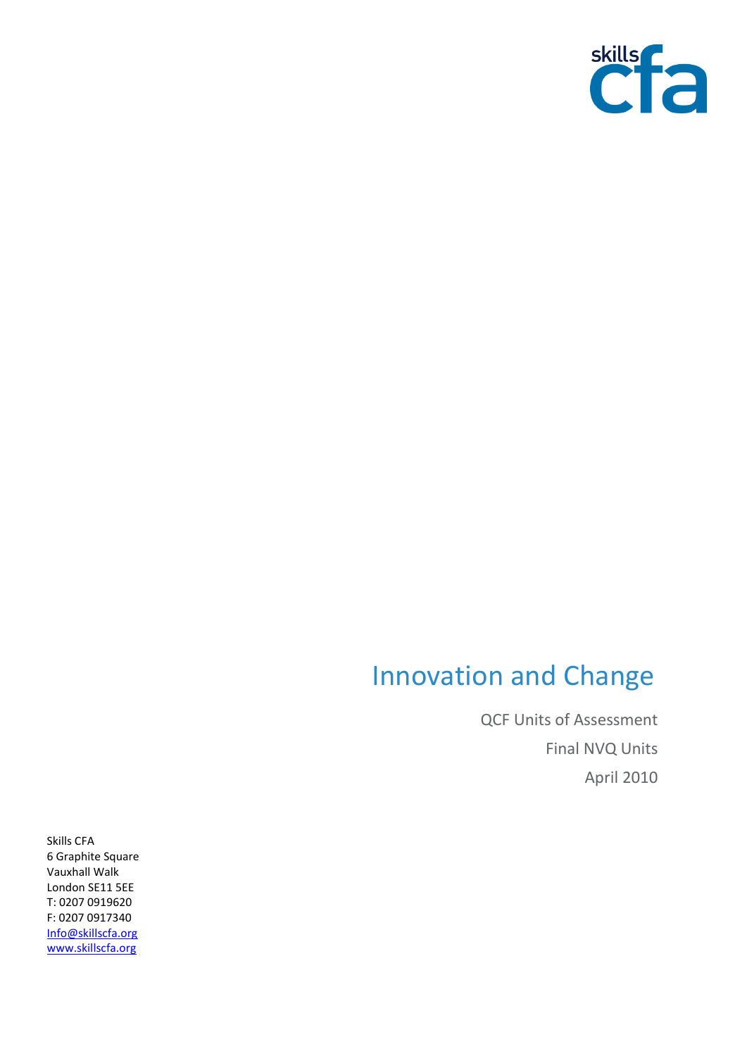skills cfa

# Innovation and Change

QCF Units of Assessment

Final NVQ Units

April 2010

Skills CFA
6 Graphite Square
Vauxhall Walk
London SE11 5EE
T: 0207 0919620
F: 0207 0917340
Info@skillscfa.org
www.skillscfa.org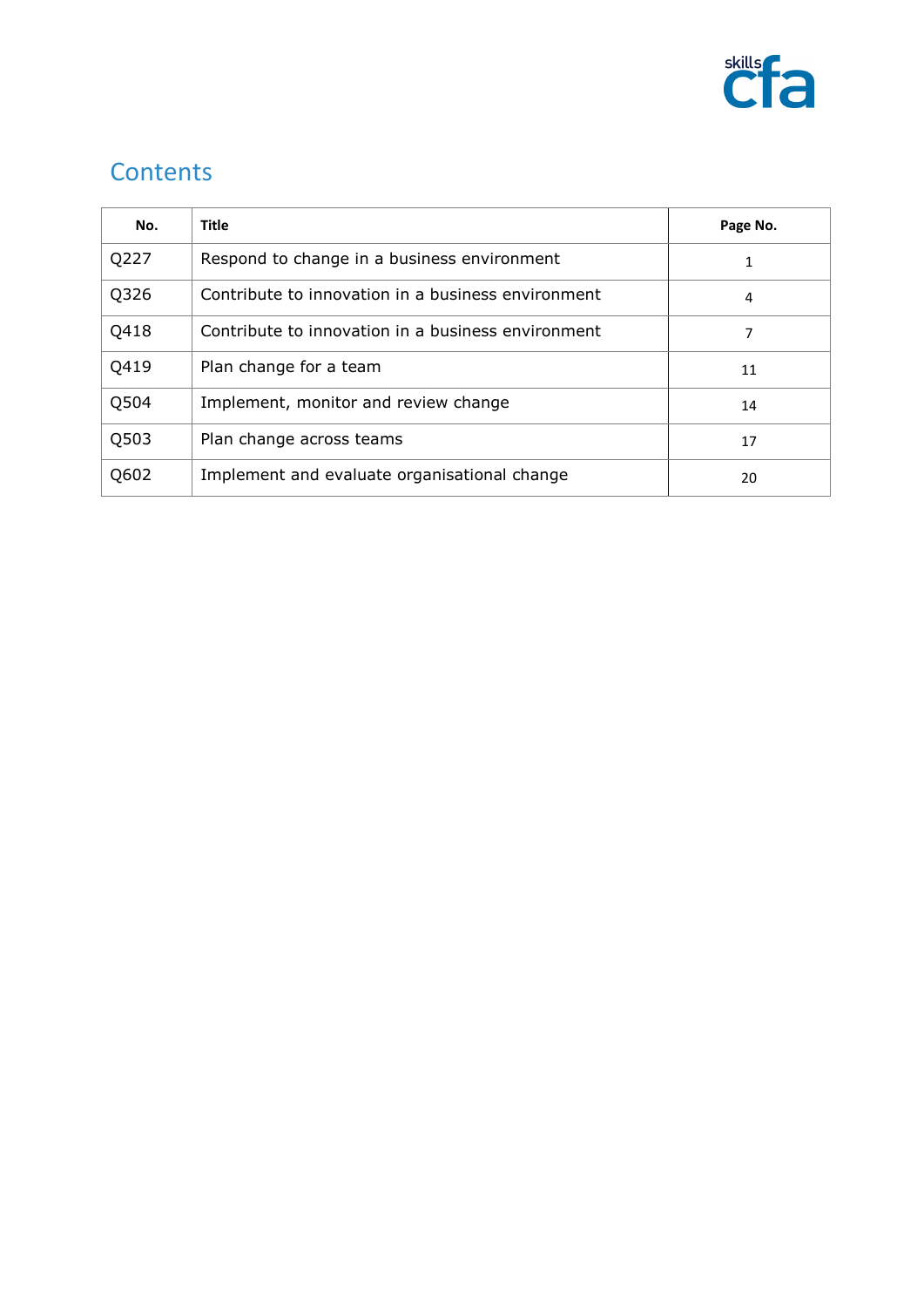## Contents

| No. | Title | Page No. |
|---|---|---|
| Q227 | Respond to change in a business environment | 1 |
| Q326 | Contribute to innovation in a business environment | 4 |
| Q418 | Contribute to innovation in a business environment | 7 |
| Q419 | Plan change for a team | 11 |
| Q504 | Implement, monitor and review change | 14 |
| Q503 | Plan change across teams | 17 |
| Q602 | Implement and evaluate organisational change | 20 |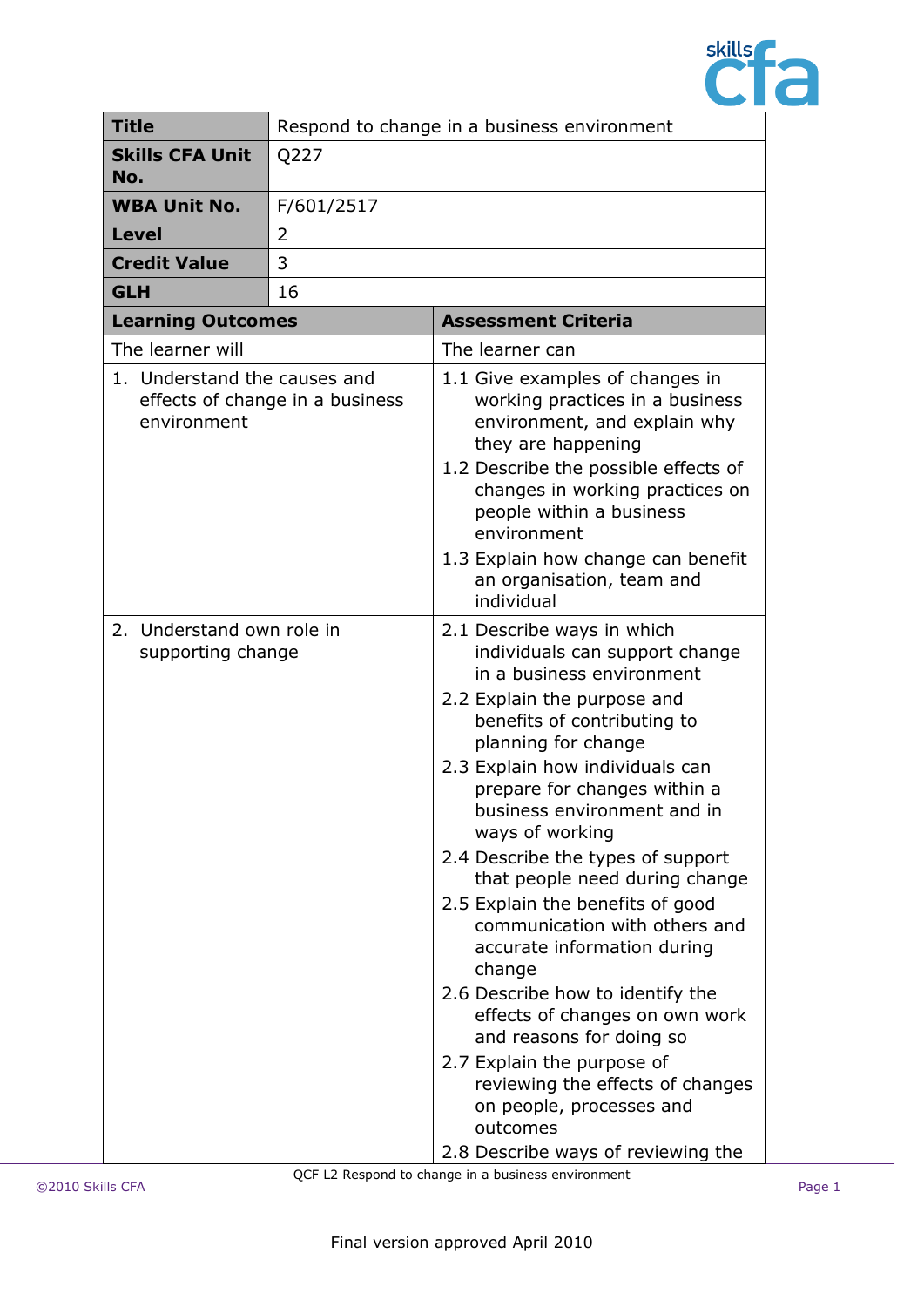| Title | Respond to change in a business environment |
|---|---|
| Skills CFA Unit No. | Q227 |
| WBA Unit No. | F/601/2517 |
| Level | 2 |
| Credit Value | 3 |
| GLH | 16 |

| Learning Outcomes | Assessment Criteria |
|---|---|
| The learner will | The learner can |
| 1. Understand the causes and effects of change in a business environment | 1.1 Give examples of changes in working practices in a business environment, and explain why they are happening<br>1.2 Describe the possible effects of changes in working practices on people within a business environment<br>1.3 Explain how change can benefit an organisation, team and individual |
| 2. Understand own role in supporting change | 2.1 Describe ways in which individuals can support change in a business environment<br>2.2 Explain the purpose and benefits of contributing to planning for change<br>2.3 Explain how individuals can prepare for changes within a business environment and in ways of working<br>2.4 Describe the types of support that people need during change<br>2.5 Explain the benefits of good communication with others and accurate information during change<br>2.6 Describe how to identify the effects of changes on own work and reasons for doing so<br>2.7 Explain the purpose of reviewing the effects of changes on people, processes and outcomes<br>2.8 Describe ways of reviewing the |

Final version approved April 2010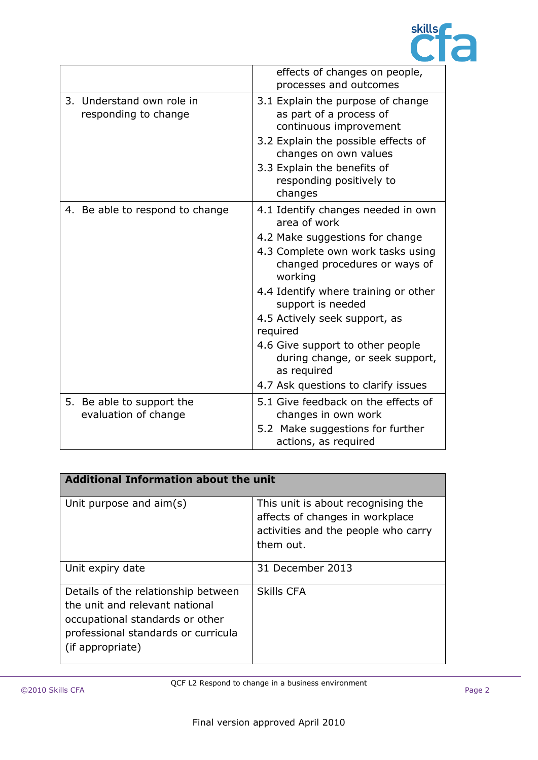| | |
|---|---|
| | effects of changes on people, processes and outcomes |
| 3. Understand own role in responding to change | 3.1 Explain the purpose of change as part of a process of continuous improvement<br>3.2 Explain the possible effects of changes on own values<br>3.3 Explain the benefits of responding positively to changes |
| 4. Be able to respond to change | 4.1 Identify changes needed in own area of work<br>4.2 Make suggestions for change<br>4.3 Complete own work tasks using changed procedures or ways of working<br>4.4 Identify where training or other support is needed<br>4.5 Actively seek support, as required<br>4.6 Give support to other people during change, or seek support, as required<br>4.7 Ask questions to clarify issues |
| 5. Be able to support the evaluation of change | 5.1 Give feedback on the effects of changes in own work<br>5.2 Make suggestions for further actions, as required |

| **Additional Information about the unit** | |
|---|---|
| Unit purpose and aim(s) | This unit is about recognising the affects of changes in workplace activities and the people who carry them out. |
| Unit expiry date | 31 December 2013 |
| Details of the relationship between the unit and relevant national occupational standards or other professional standards or curricula (if appropriate) | Skills CFA |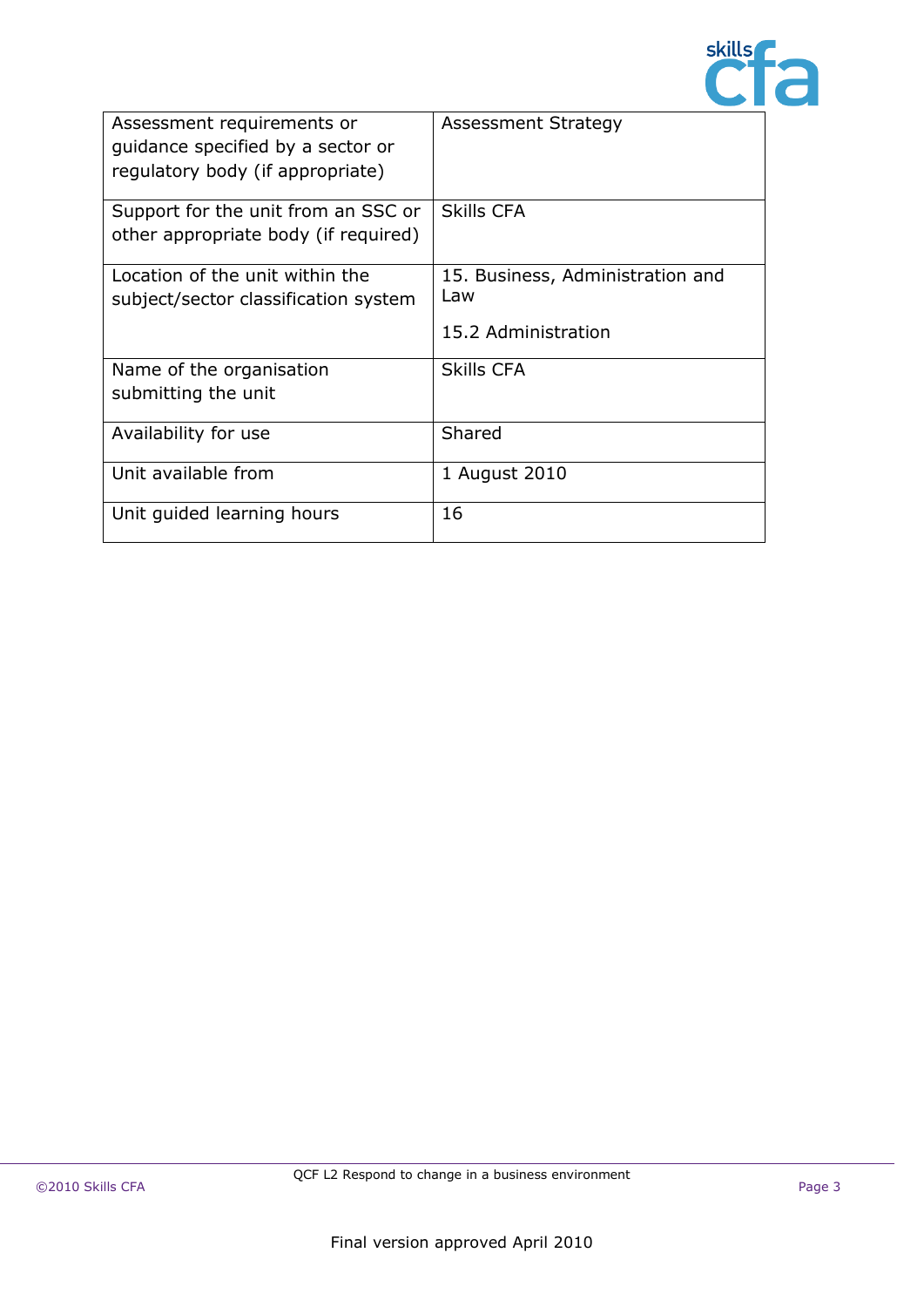| Assessment requirements or guidance specified by a sector or regulatory body (if appropriate) | Assessment Strategy |
|---|---|
| Support for the unit from an SSC or other appropriate body (if required) | Skills CFA |
| Location of the unit within the subject/sector classification system | 15. Business, Administration and Law<br><br>15.2 Administration |
| Name of the organisation submitting the unit | Skills CFA |
| Availability for use | Shared |
| Unit available from | 1 August 2010 |
| Unit guided learning hours | 16 |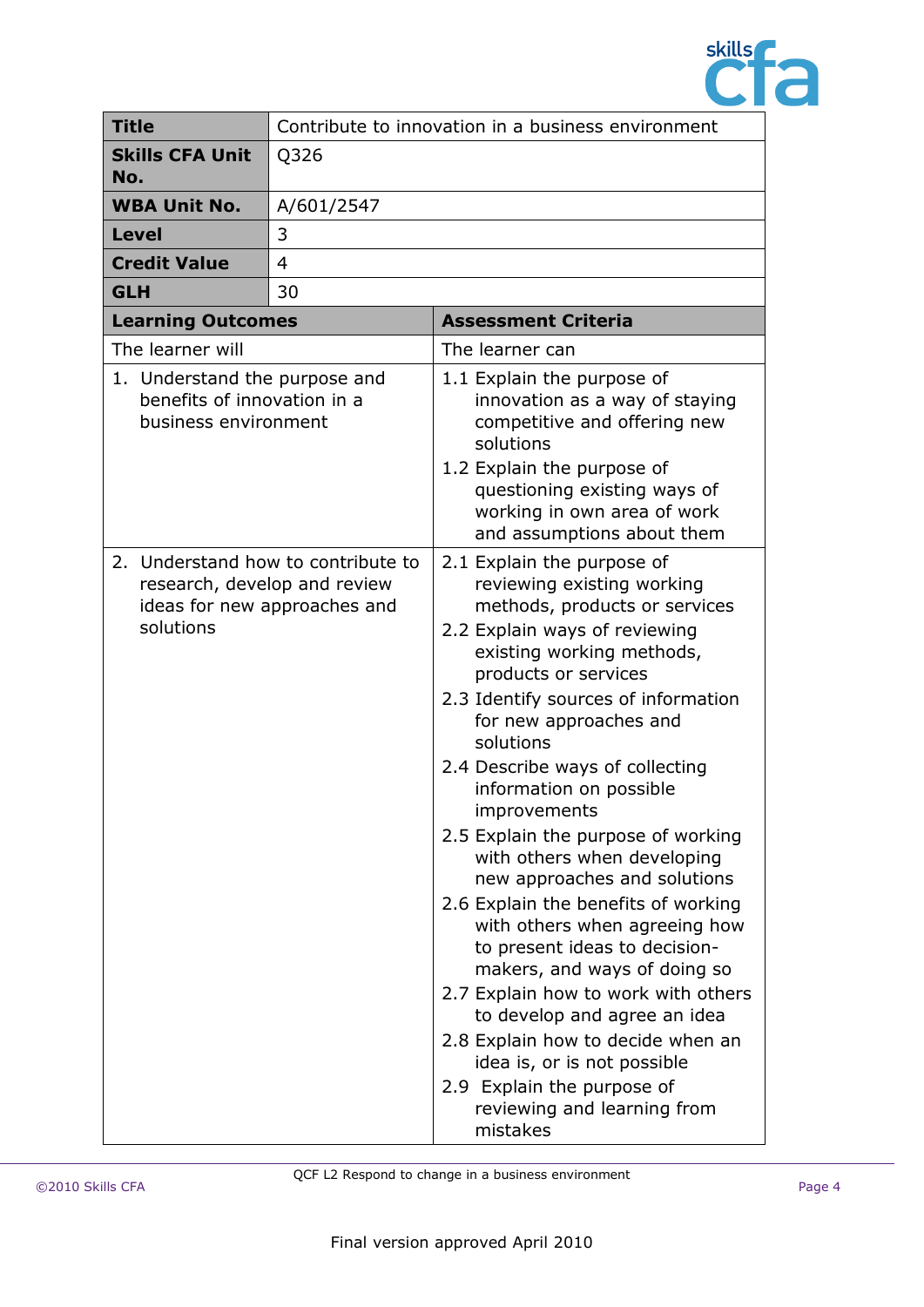| Title | Contribute to innovation in a business environment |
|---|---|
| Skills CFA Unit No. | Q326 |
| WBA Unit No. | A/601/2547 |
| Level | 3 |
| Credit Value | 4 |
| GLH | 30 |

| Learning Outcomes | Assessment Criteria |
|---|---|
| The learner will | The learner can |
| 1. Understand the purpose and benefits of innovation in a business environment | 1.1 Explain the purpose of innovation as a way of staying competitive and offering new solutions<br>1.2 Explain the purpose of questioning existing ways of working in own area of work and assumptions about them |
| 2. Understand how to contribute to research, develop and review ideas for new approaches and solutions | 2.1 Explain the purpose of reviewing existing working methods, products or services<br>2.2 Explain ways of reviewing existing working methods, products or services<br>2.3 Identify sources of information for new approaches and solutions<br>2.4 Describe ways of collecting information on possible improvements<br>2.5 Explain the purpose of working with others when developing new approaches and solutions<br>2.6 Explain the benefits of working with others when agreeing how to present ideas to decision-makers, and ways of doing so<br>2.7 Explain how to work with others to develop and agree an idea<br>2.8 Explain how to decide when an idea is, or is not possible<br>2.9 Explain the purpose of reviewing and learning from mistakes |

QCF L2 Respond to change in a business environment

Final version approved April 2010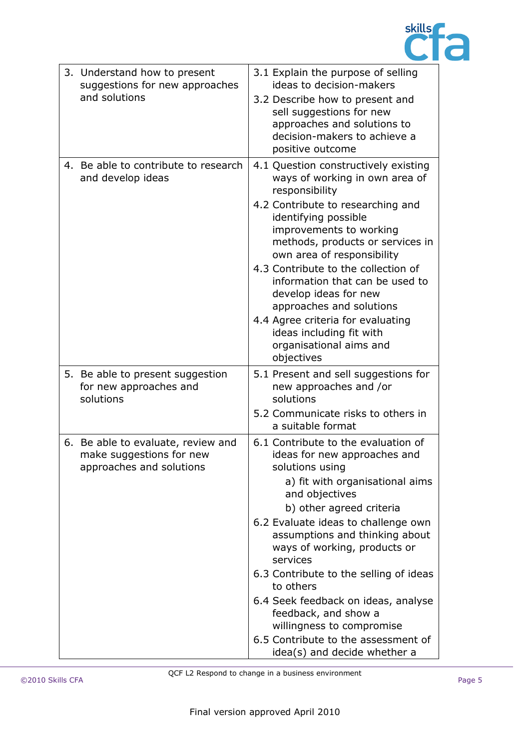| | |
|---|---|
| 3. Understand how to present suggestions for new approaches and solutions | 3.1 Explain the purpose of selling ideas to decision-makers<br>3.2 Describe how to present and sell suggestions for new approaches and solutions to decision-makers to achieve a positive outcome |
| 4. Be able to contribute to research and develop ideas | 4.1 Question constructively existing ways of working in own area of responsibility<br>4.2 Contribute to researching and identifying possible improvements to working methods, products or services in own area of responsibility<br>4.3 Contribute to the collection of information that can be used to develop ideas for new approaches and solutions<br>4.4 Agree criteria for evaluating ideas including fit with organisational aims and objectives |
| 5. Be able to present suggestion for new approaches and solutions | 5.1 Present and sell suggestions for new approaches and /or solutions<br>5.2 Communicate risks to others in a suitable format |
| 6. Be able to evaluate, review and make suggestions for new approaches and solutions | 6.1 Contribute to the evaluation of ideas for new approaches and solutions using<br>a) fit with organisational aims and objectives<br>b) other agreed criteria<br>6.2 Evaluate ideas to challenge own assumptions and thinking about ways of working, products or services<br>6.3 Contribute to the selling of ideas to others<br>6.4 Seek feedback on ideas, analyse feedback, and show a willingness to compromise<br>6.5 Contribute to the assessment of idea(s) and decide whether a |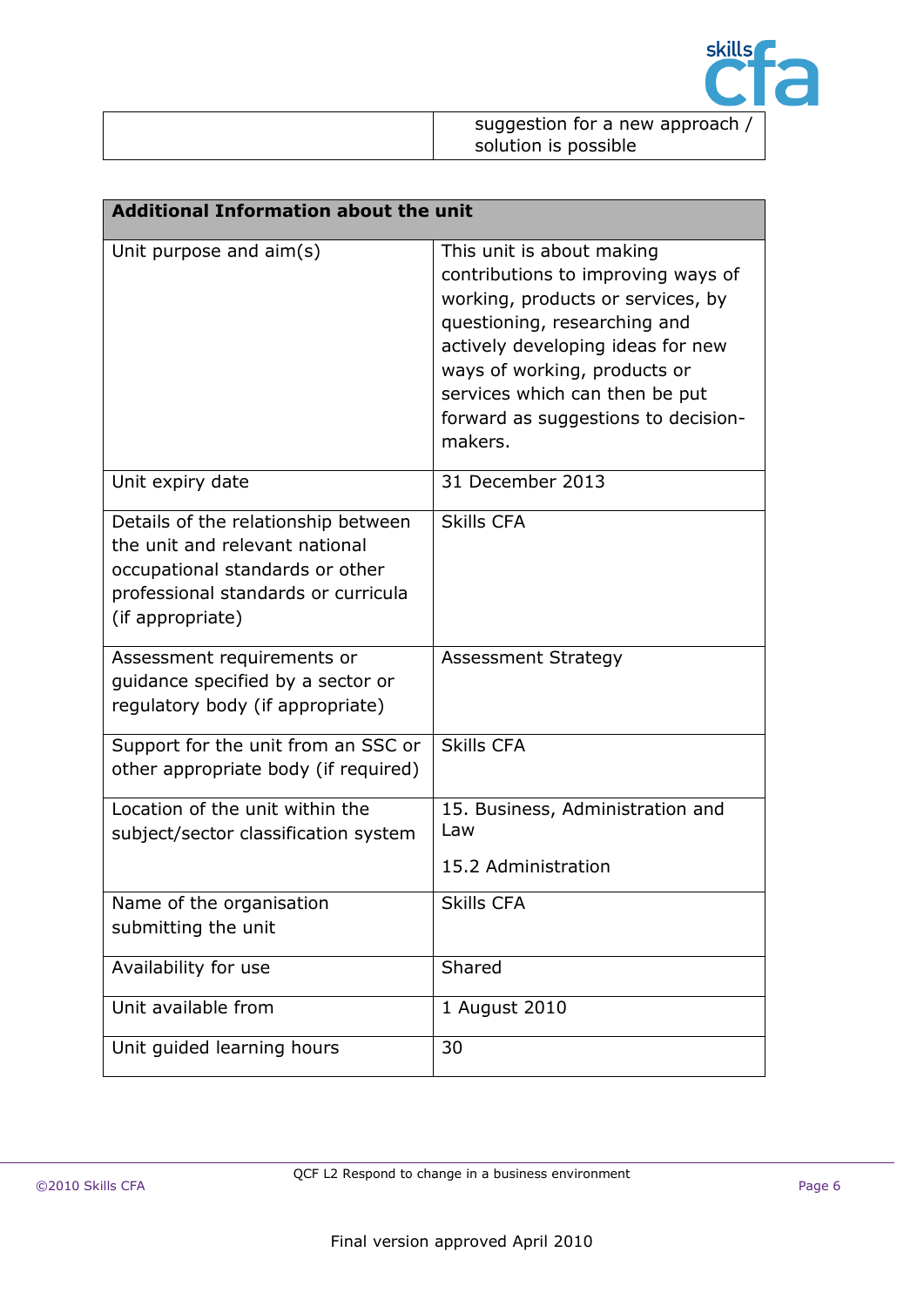| | suggestion for a new approach / solution is possible |
|---|---|

| Additional Information about the unit | |
|---|---|
| Unit purpose and aim(s) | This unit is about making contributions to improving ways of working, products or services, by questioning, researching and actively developing ideas for new ways of working, products or services which can then be put forward as suggestions to decision-makers. |
| Unit expiry date | 31 December 2013 |
| Details of the relationship between the unit and relevant national occupational standards or other professional standards or curricula (if appropriate) | Skills CFA |
| Assessment requirements or guidance specified by a sector or regulatory body (if appropriate) | Assessment Strategy |
| Support for the unit from an SSC or other appropriate body (if required) | Skills CFA |
| Location of the unit within the subject/sector classification system | 15. Business, Administration and Law<br><br>15.2 Administration |
| Name of the organisation submitting the unit | Skills CFA |
| Availability for use | Shared |
| Unit available from | 1 August 2010 |
| Unit guided learning hours | 30 |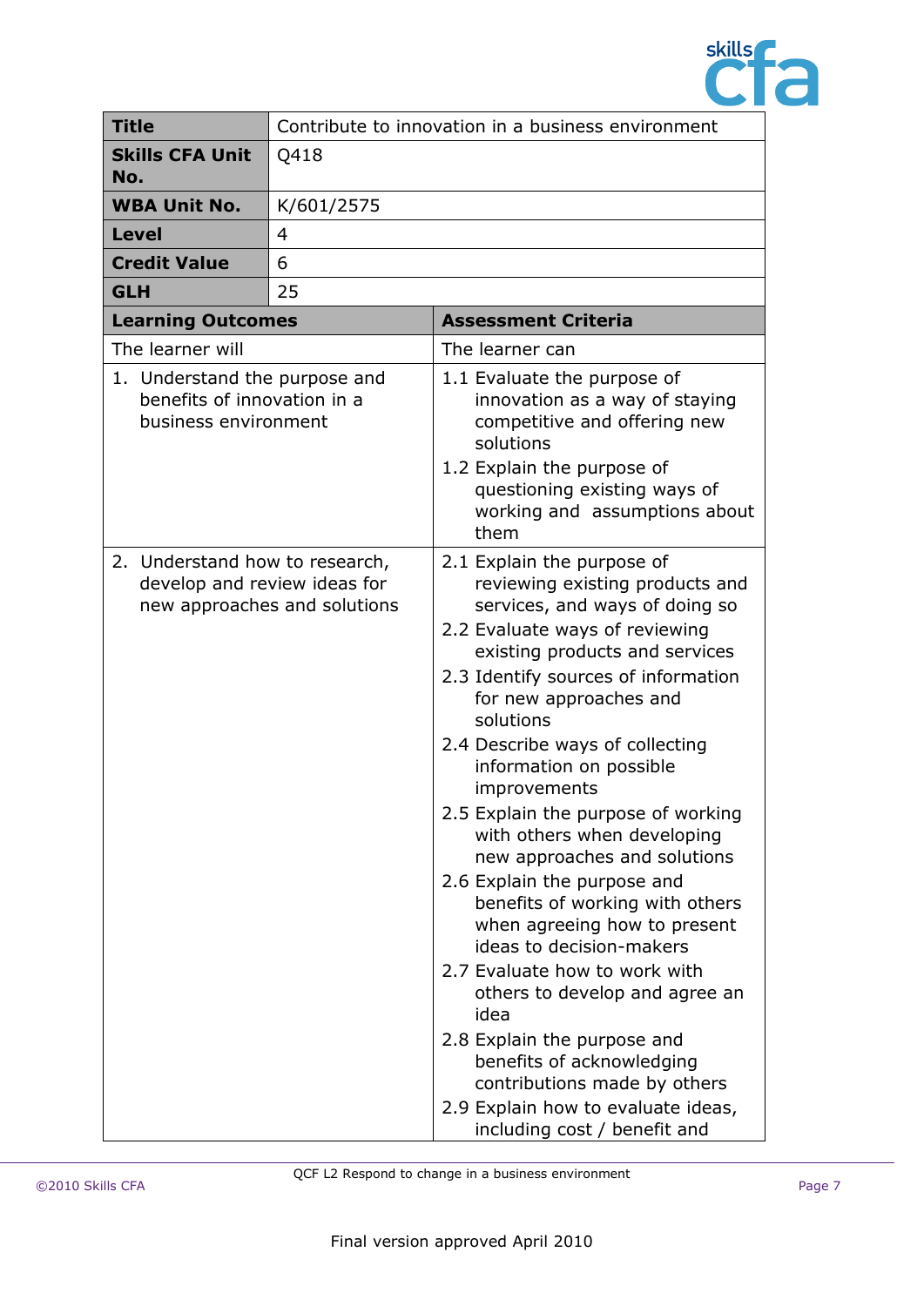| **Title** | Contribute to innovation in a business environment |
|---|---|
| **Skills CFA Unit No.** | Q418 |
| **WBA Unit No.** | K/601/2575 |
| **Level** | 4 |
| **Credit Value** | 6 |
| **GLH** | 25 |

| **Learning Outcomes** | **Assessment Criteria** |
|---|---|
| The learner will | The learner can |
| 1. Understand the purpose and benefits of innovation in a business environment | 1.1 Evaluate the purpose of innovation as a way of staying competitive and offering new solutions<br>1.2 Explain the purpose of questioning existing ways of working and assumptions about them |
| 2. Understand how to research, develop and review ideas for new approaches and solutions | 2.1 Explain the purpose of reviewing existing products and services, and ways of doing so<br>2.2 Evaluate ways of reviewing existing products and services<br>2.3 Identify sources of information for new approaches and solutions<br>2.4 Describe ways of collecting information on possible improvements<br>2.5 Explain the purpose of working with others when developing new approaches and solutions<br>2.6 Explain the purpose and benefits of working with others when agreeing how to present ideas to decision-makers<br>2.7 Evaluate how to work with others to develop and agree an idea<br>2.8 Explain the purpose and benefits of acknowledging contributions made by others<br>2.9 Explain how to evaluate ideas, including cost / benefit and |

QCF L2 Respond to change in a business environment

Final version approved April 2010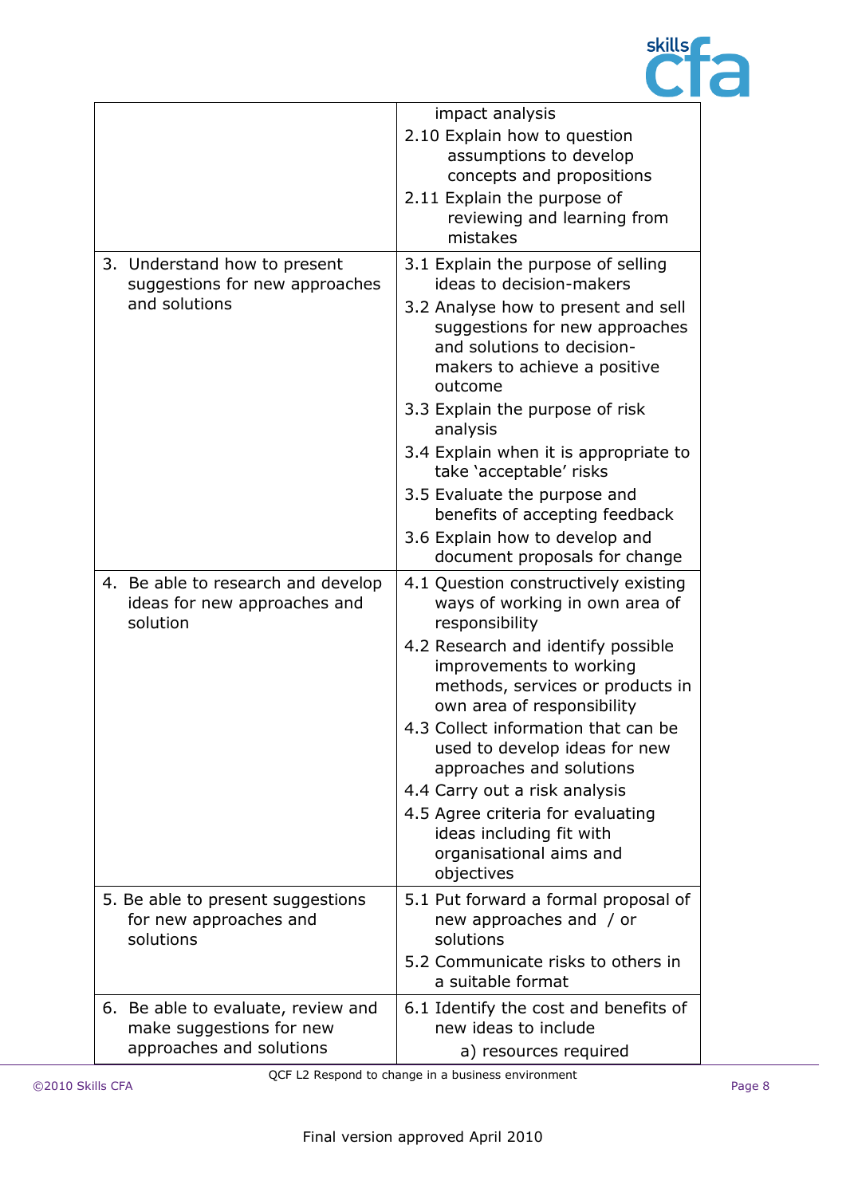| | |
|---|---|
| | impact analysis<br>2.10 Explain how to question assumptions to develop concepts and propositions<br>2.11 Explain the purpose of reviewing and learning from mistakes |
| 3. Understand how to present suggestions for new approaches and solutions | 3.1 Explain the purpose of selling ideas to decision-makers<br>3.2 Analyse how to present and sell suggestions for new approaches and solutions to decision-makers to achieve a positive outcome<br>3.3 Explain the purpose of risk analysis<br>3.4 Explain when it is appropriate to take 'acceptable' risks<br>3.5 Evaluate the purpose and benefits of accepting feedback<br>3.6 Explain how to develop and document proposals for change |
| 4. Be able to research and develop ideas for new approaches and solution | 4.1 Question constructively existing ways of working in own area of responsibility<br>4.2 Research and identify possible improvements to working methods, services or products in own area of responsibility<br>4.3 Collect information that can be used to develop ideas for new approaches and solutions<br>4.4 Carry out a risk analysis<br>4.5 Agree criteria for evaluating ideas including fit with organisational aims and objectives |
| 5. Be able to present suggestions for new approaches and solutions | 5.1 Put forward a formal proposal of new approaches and / or solutions<br>5.2 Communicate risks to others in a suitable format |
| 6. Be able to evaluate, review and make suggestions for new approaches and solutions | 6.1 Identify the cost and benefits of new ideas to include<br>a) resources required |

Final version approved April 2010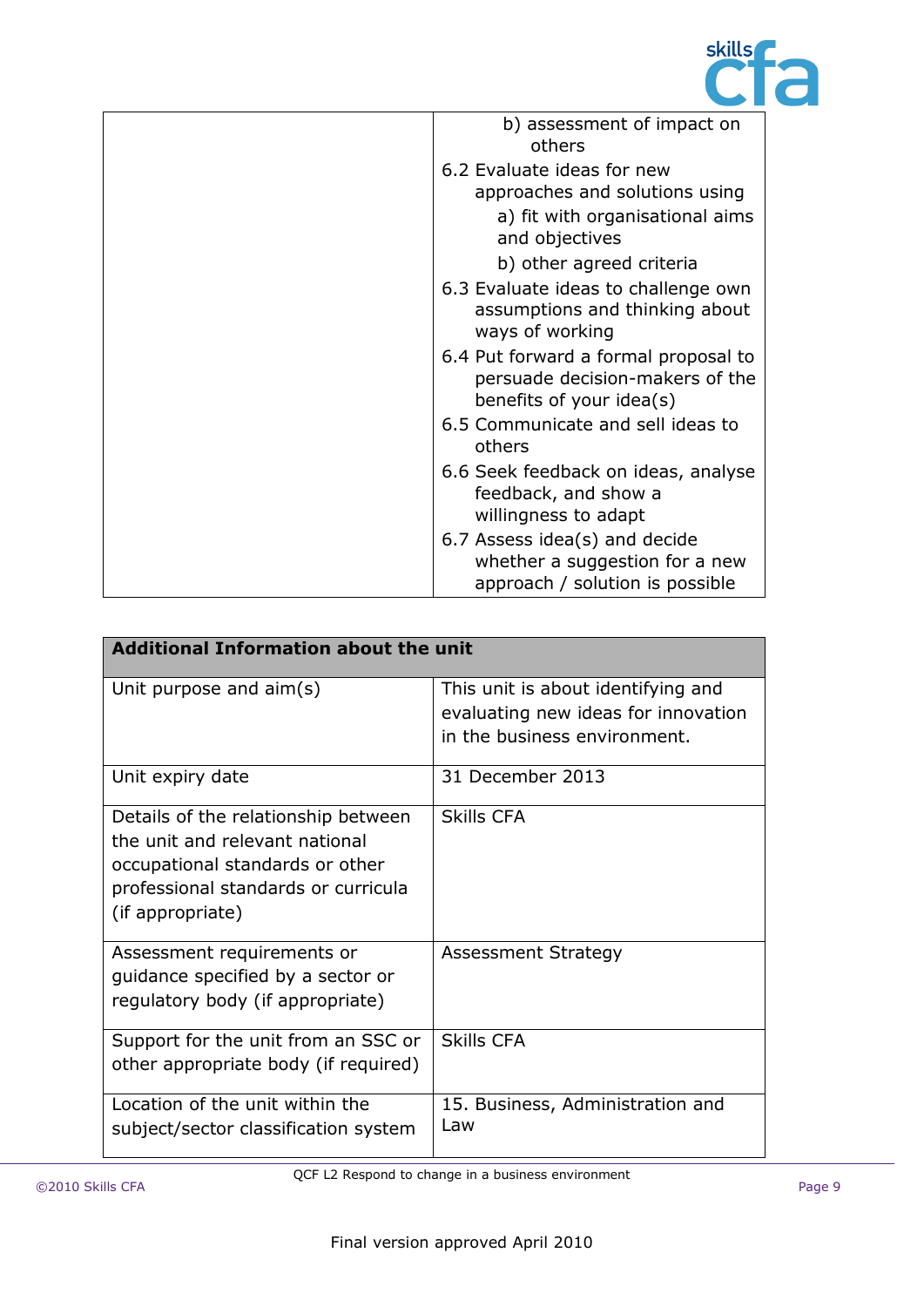| | |
|---|---|
| | b) assessment of impact on others<br>6.2 Evaluate ideas for new approaches and solutions using<br>a) fit with organisational aims and objectives<br>b) other agreed criteria<br>6.3 Evaluate ideas to challenge own assumptions and thinking about ways of working<br>6.4 Put forward a formal proposal to persuade decision-makers of the benefits of your idea(s)<br>6.5 Communicate and sell ideas to others<br>6.6 Seek feedback on ideas, analyse feedback, and show a willingness to adapt<br>6.7 Assess idea(s) and decide whether a suggestion for a new approach / solution is possible |

| **Additional Information about the unit** | |
|---|---|
| Unit purpose and aim(s) | This unit is about identifying and evaluating new ideas for innovation in the business environment. |
| Unit expiry date | 31 December 2013 |
| Details of the relationship between the unit and relevant national occupational standards or other professional standards or curricula (if appropriate) | Skills CFA |
| Assessment requirements or guidance specified by a sector or regulatory body (if appropriate) | Assessment Strategy |
| Support for the unit from an SSC or other appropriate body (if required) | Skills CFA |
| Location of the unit within the subject/sector classification system | 15. Business, Administration and Law |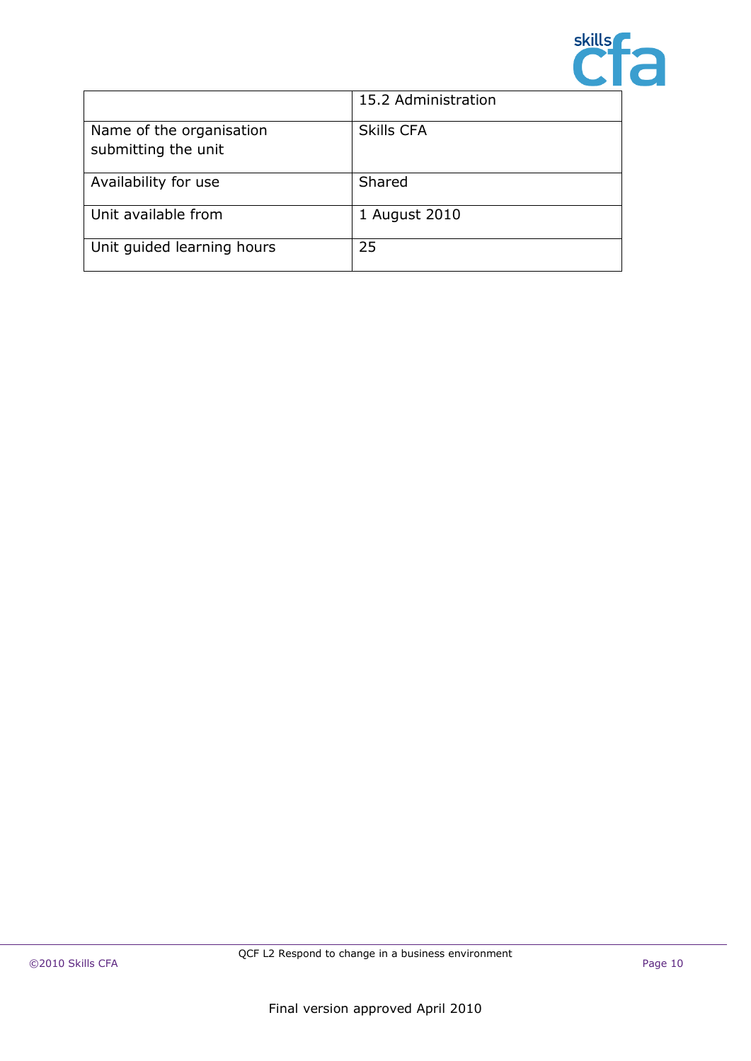| | 15.2 Administration |
|---|---|
| Name of the organisation submitting the unit | Skills CFA |
| Availability for use | Shared |
| Unit available from | 1 August 2010 |
| Unit guided learning hours | 25 |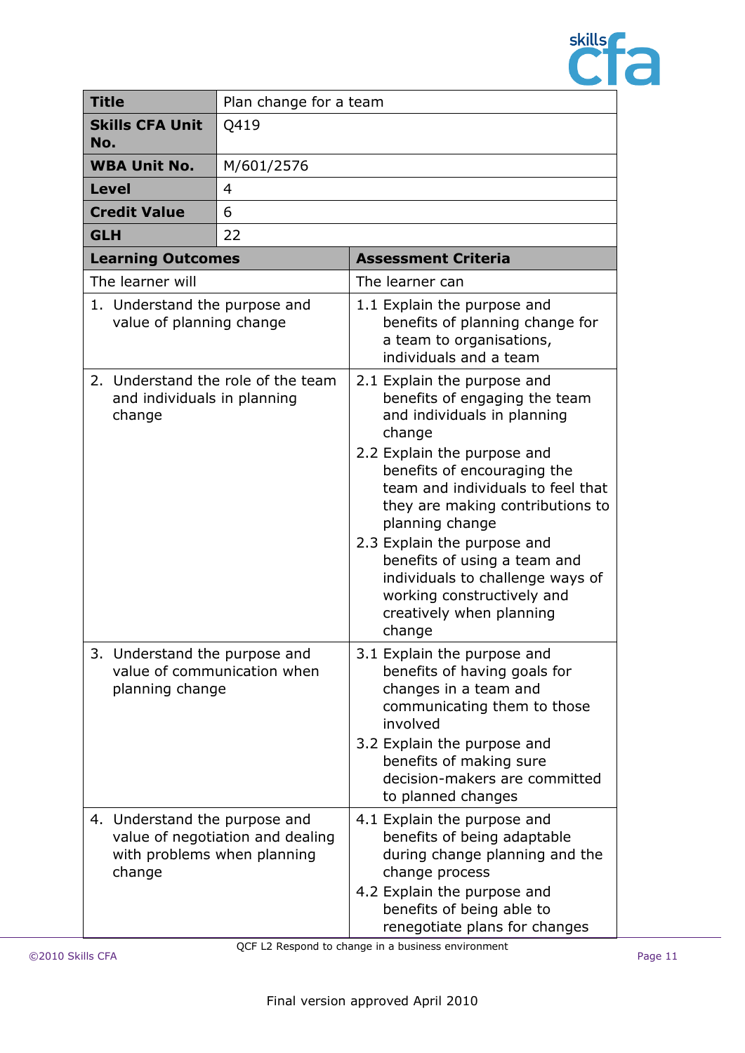| Title | Plan change for a team |
|---|---|
| **Skills CFA Unit No.** | Q419 |
| **WBA Unit No.** | M/601/2576 |
| **Level** | 4 |
| **Credit Value** | 6 |
| **GLH** | 22 |

| Learning Outcomes | Assessment Criteria |
|---|---|
| The learner will | The learner can |
| 1. Understand the purpose and value of planning change | 1.1 Explain the purpose and benefits of planning change for a team to organisations, individuals and a team |
| 2. Understand the role of the team and individuals in planning change | 2.1 Explain the purpose and benefits of engaging the team and individuals in planning change<br>2.2 Explain the purpose and benefits of encouraging the team and individuals to feel that they are making contributions to planning change<br>2.3 Explain the purpose and benefits of using a team and individuals to challenge ways of working constructively and creatively when planning change |
| 3. Understand the purpose and value of communication when planning change | 3.1 Explain the purpose and benefits of having goals for changes in a team and communicating them to those involved<br>3.2 Explain the purpose and benefits of making sure decision-makers are committed to planned changes |
| 4. Understand the purpose and value of negotiation and dealing with problems when planning change | 4.1 Explain the purpose and benefits of being adaptable during change planning and the change process<br>4.2 Explain the purpose and benefits of being able to renegotiate plans for changes |

QCF L2 Respond to change in a business environment

Final version approved April 2010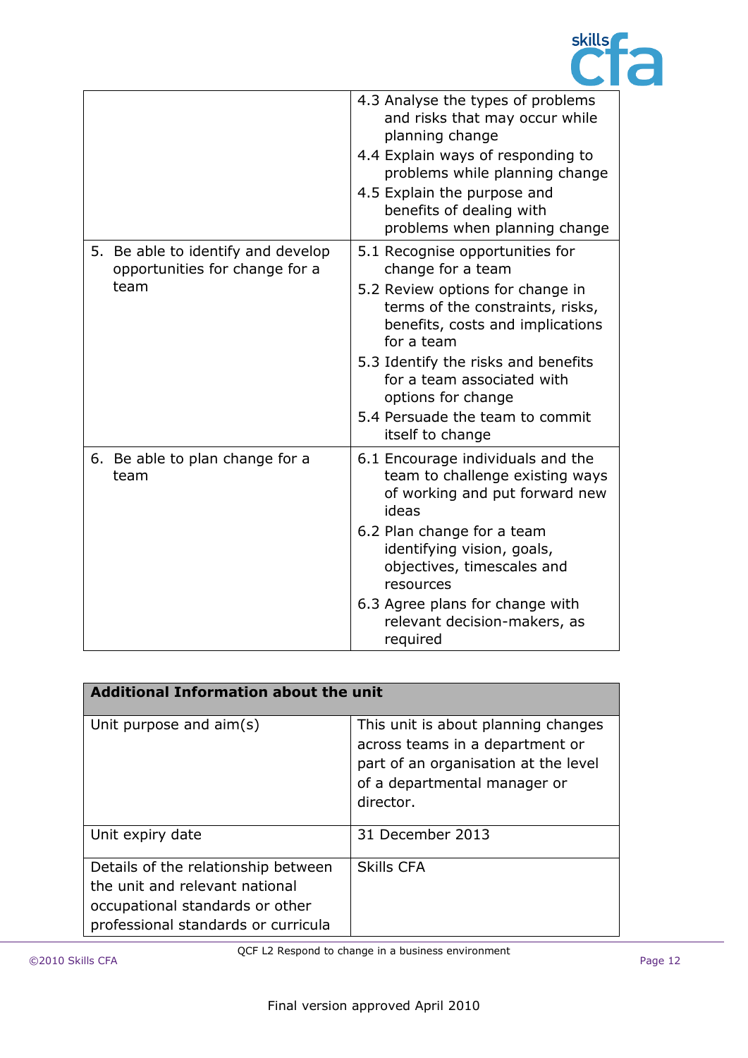| | |
|---|---|
| | 4.3 Analyse the types of problems and risks that may occur while planning change<br>4.4 Explain ways of responding to problems while planning change<br>4.5 Explain the purpose and benefits of dealing with problems when planning change |
| 5. Be able to identify and develop opportunities for change for a team | 5.1 Recognise opportunities for change for a team<br>5.2 Review options for change in terms of the constraints, risks, benefits, costs and implications for a team<br>5.3 Identify the risks and benefits for a team associated with options for change<br>5.4 Persuade the team to commit itself to change |
| 6. Be able to plan change for a team | 6.1 Encourage individuals and the team to challenge existing ways of working and put forward new ideas<br>6.2 Plan change for a team identifying vision, goals, objectives, timescales and resources<br>6.3 Agree plans for change with relevant decision-makers, as required |

| **Additional Information about the unit** | |
|---|---|
| Unit purpose and aim(s) | This unit is about planning changes across teams in a department or part of an organisation at the level of a departmental manager or director. |
| Unit expiry date | 31 December 2013 |
| Details of the relationship between the unit and relevant national occupational standards or other professional standards or curricula | Skills CFA |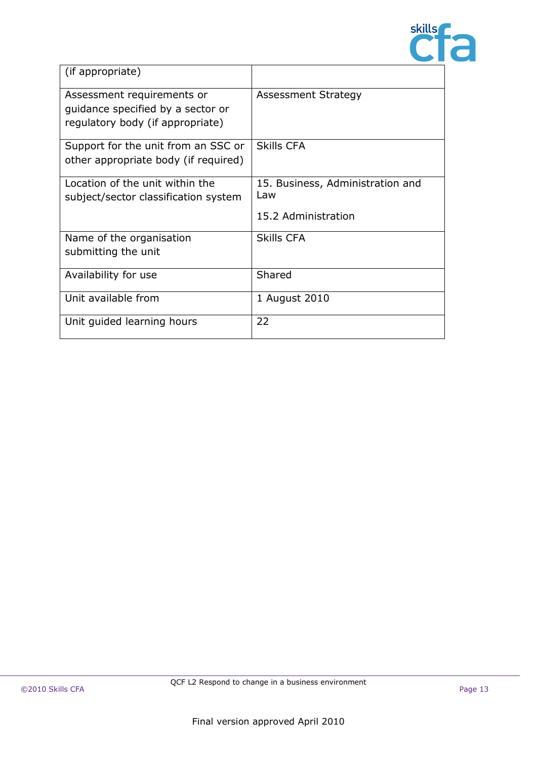| (if appropriate) | |
| --- | --- |
| Assessment requirements or guidance specified by a sector or regulatory body (if appropriate) | Assessment Strategy |
| Support for the unit from an SSC or other appropriate body (if required) | Skills CFA |
| Location of the unit within the subject/sector classification system | 15. Business, Administration and Law<br><br>15.2 Administration |
| Name of the organisation submitting the unit | Skills CFA |
| Availability for use | Shared |
| Unit available from | 1 August 2010 |
| Unit guided learning hours | 22 |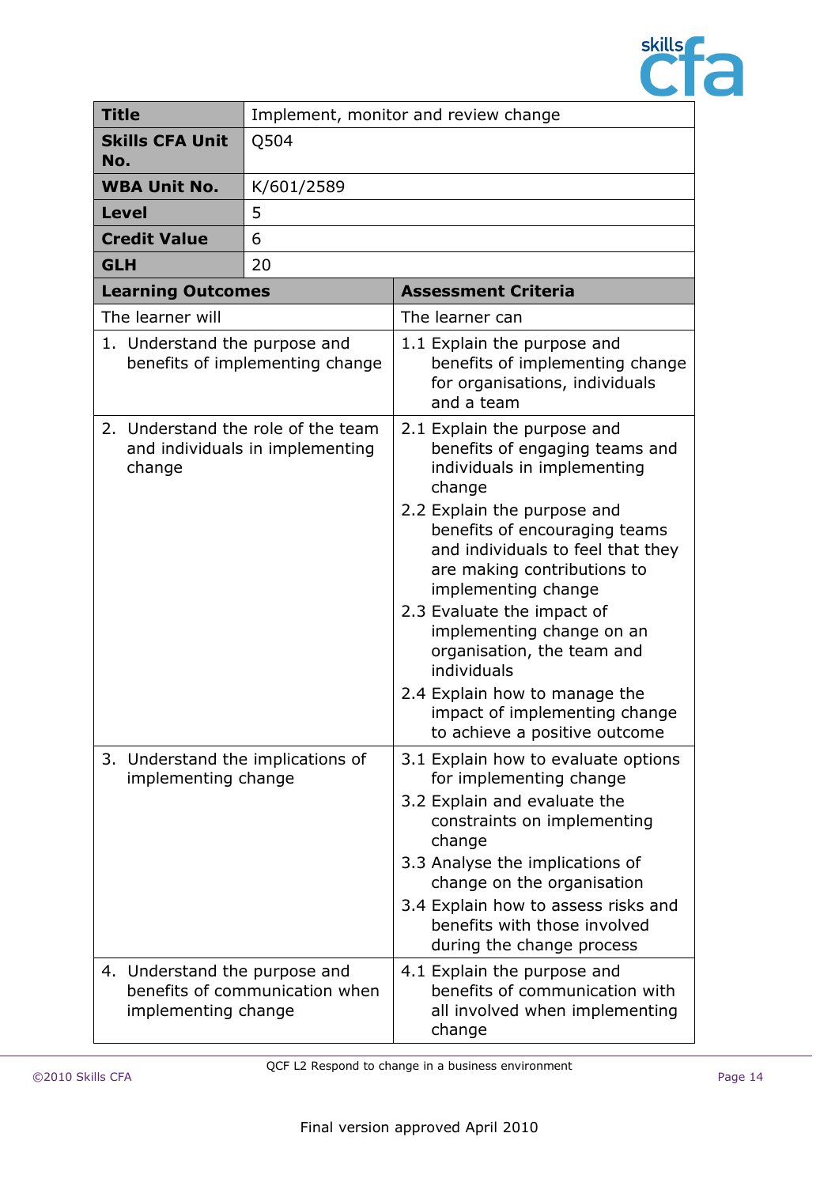| **Title** | Implement, monitor and review change |
|---|---|
| **Skills CFA Unit No.** | Q504 |
| **WBA Unit No.** | K/601/2589 |
| **Level** | 5 |
| **Credit Value** | 6 |
| **GLH** | 20 |

| **Learning Outcomes** | **Assessment Criteria** |
|---|---|
| The learner will | The learner can |
| 1. Understand the purpose and benefits of implementing change | 1.1 Explain the purpose and benefits of implementing change for organisations, individuals and a team |
| 2. Understand the role of the team and individuals in implementing change | 2.1 Explain the purpose and benefits of engaging teams and individuals in implementing change<br>2.2 Explain the purpose and benefits of encouraging teams and individuals to feel that they are making contributions to implementing change<br>2.3 Evaluate the impact of implementing change on an organisation, the team and individuals<br>2.4 Explain how to manage the impact of implementing change to achieve a positive outcome |
| 3. Understand the implications of implementing change | 3.1 Explain how to evaluate options for implementing change<br>3.2 Explain and evaluate the constraints on implementing change<br>3.3 Analyse the implications of change on the organisation<br>3.4 Explain how to assess risks and benefits with those involved during the change process |
| 4. Understand the purpose and benefits of communication when implementing change | 4.1 Explain the purpose and benefits of communication with all involved when implementing change |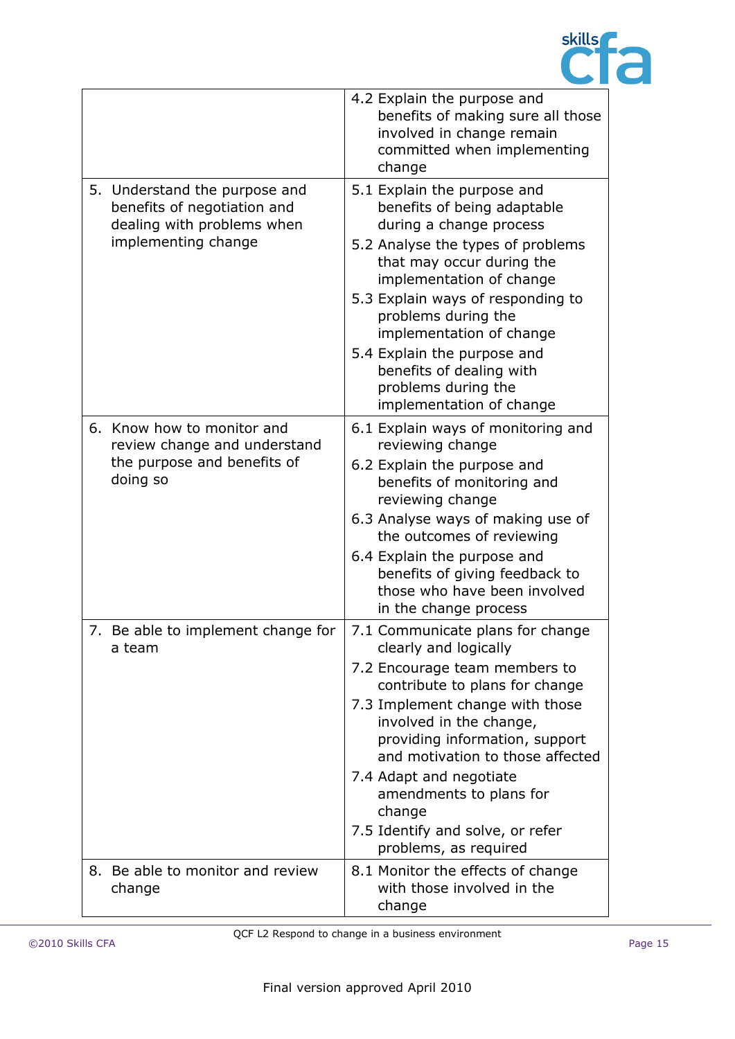| | |
|---|---|
| | 4.2 Explain the purpose and benefits of making sure all those involved in change remain committed when implementing change |
| 5. Understand the purpose and benefits of negotiation and dealing with problems when implementing change | 5.1 Explain the purpose and benefits of being adaptable during a change process<br>5.2 Analyse the types of problems that may occur during the implementation of change<br>5.3 Explain ways of responding to problems during the implementation of change<br>5.4 Explain the purpose and benefits of dealing with problems during the implementation of change |
| 6. Know how to monitor and review change and understand the purpose and benefits of doing so | 6.1 Explain ways of monitoring and reviewing change<br>6.2 Explain the purpose and benefits of monitoring and reviewing change<br>6.3 Analyse ways of making use of the outcomes of reviewing<br>6.4 Explain the purpose and benefits of giving feedback to those who have been involved in the change process |
| 7. Be able to implement change for a team | 7.1 Communicate plans for change clearly and logically<br>7.2 Encourage team members to contribute to plans for change<br>7.3 Implement change with those involved in the change, providing information, support and motivation to those affected<br>7.4 Adapt and negotiate amendments to plans for change<br>7.5 Identify and solve, or refer problems, as required |
| 8. Be able to monitor and review change | 8.1 Monitor the effects of change with those involved in the change |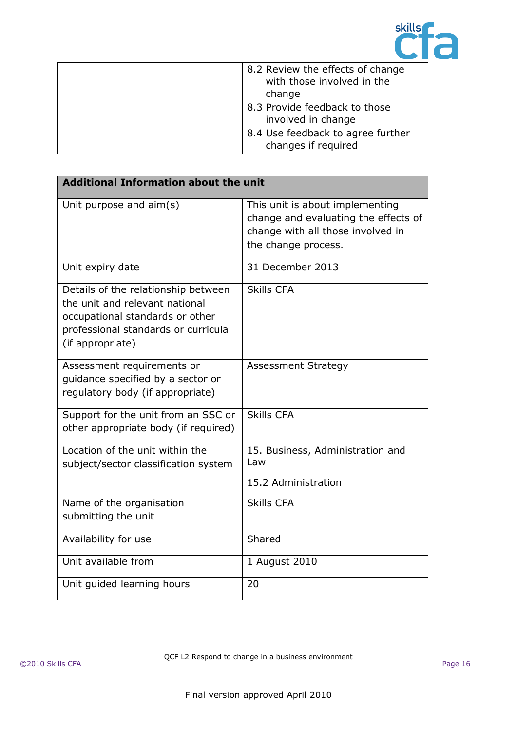| | |
|---|---|
| | 8.2 Review the effects of change with those involved in the change<br>8.3 Provide feedback to those involved in change<br>8.4 Use feedback to agree further changes if required |

| **Additional Information about the unit** | |
|---|---|
| Unit purpose and aim(s) | This unit is about implementing change and evaluating the effects of change with all those involved in the change process. |
| Unit expiry date | 31 December 2013 |
| Details of the relationship between the unit and relevant national occupational standards or other professional standards or curricula (if appropriate) | Skills CFA |
| Assessment requirements or guidance specified by a sector or regulatory body (if appropriate) | Assessment Strategy |
| Support for the unit from an SSC or other appropriate body (if required) | Skills CFA |
| Location of the unit within the subject/sector classification system | 15. Business, Administration and Law<br><br>15.2 Administration |
| Name of the organisation submitting the unit | Skills CFA |
| Availability for use | Shared |
| Unit available from | 1 August 2010 |
| Unit guided learning hours | 20 |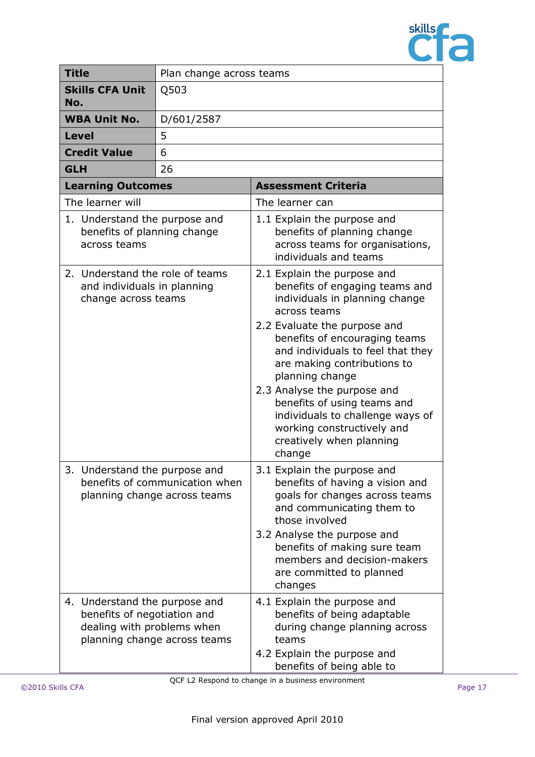| Title | Plan change across teams |
|---|---|
| **Skills CFA Unit No.** | Q503 |
| **WBA Unit No.** | D/601/2587 |
| **Level** | 5 |
| **Credit Value** | 6 |
| **GLH** | 26 |

| Learning Outcomes | Assessment Criteria |
|---|---|
| The learner will | The learner can |
| 1. Understand the purpose and benefits of planning change across teams | 1.1 Explain the purpose and benefits of planning change across teams for organisations, individuals and teams |
| 2. Understand the role of teams and individuals in planning change across teams | 2.1 Explain the purpose and benefits of engaging teams and individuals in planning change across teams<br>2.2 Evaluate the purpose and benefits of encouraging teams and individuals to feel that they are making contributions to planning change<br>2.3 Analyse the purpose and benefits of using teams and individuals to challenge ways of working constructively and creatively when planning change |
| 3. Understand the purpose and benefits of communication when planning change across teams | 3.1 Explain the purpose and benefits of having a vision and goals for changes across teams and communicating them to those involved<br>3.2 Analyse the purpose and benefits of making sure team members and decision-makers are committed to planned changes |
| 4. Understand the purpose and benefits of negotiation and dealing with problems when planning change across teams | 4.1 Explain the purpose and benefits of being adaptable during change planning across teams<br>4.2 Explain the purpose and benefits of being able to |

QCF L2 Respond to change in a business environment

Final version approved April 2010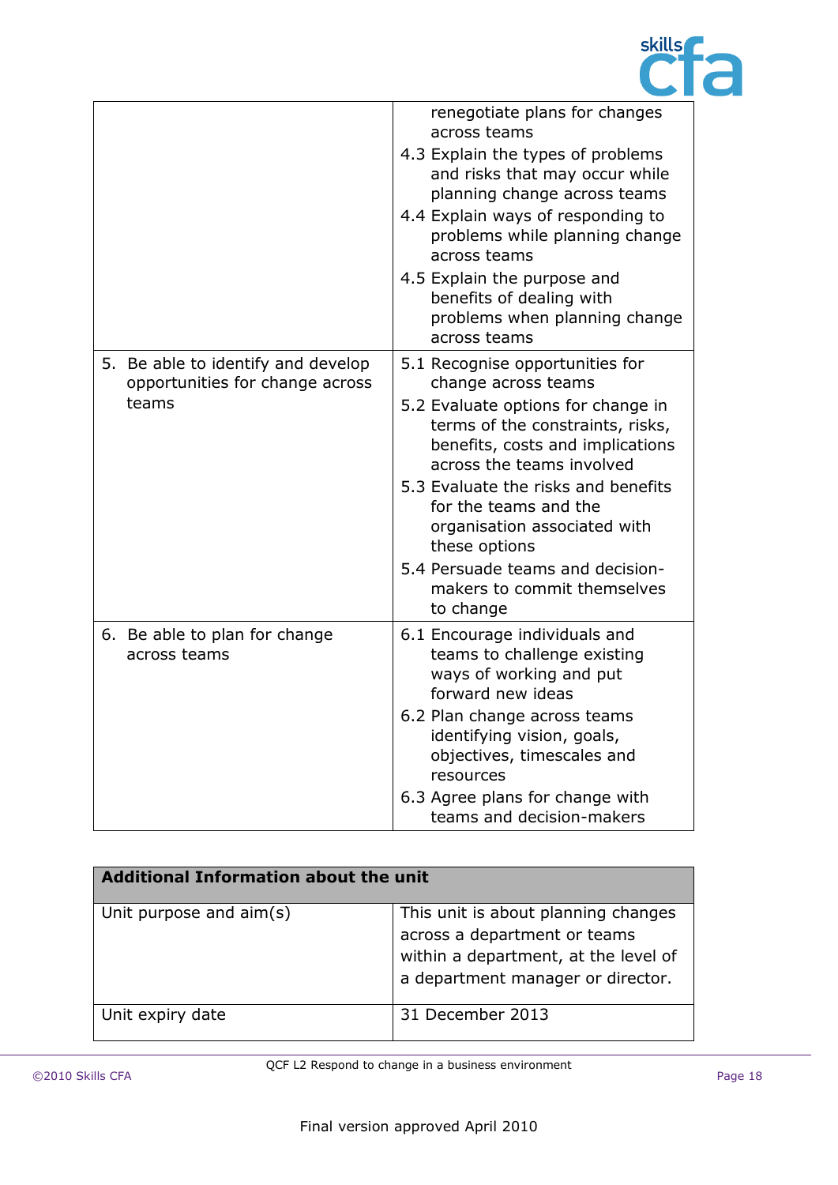| | |
|---|---|
| | renegotiate plans for changes across teams<br>4.3 Explain the types of problems and risks that may occur while planning change across teams<br>4.4 Explain ways of responding to problems while planning change across teams<br>4.5 Explain the purpose and benefits of dealing with problems when planning change across teams |
| 5. Be able to identify and develop opportunities for change across teams | 5.1 Recognise opportunities for change across teams<br>5.2 Evaluate options for change in terms of the constraints, risks, benefits, costs and implications across the teams involved<br>5.3 Evaluate the risks and benefits for the teams and the organisation associated with these options<br>5.4 Persuade teams and decision-makers to commit themselves to change |
| 6. Be able to plan for change across teams | 6.1 Encourage individuals and teams to challenge existing ways of working and put forward new ideas<br>6.2 Plan change across teams identifying vision, goals, objectives, timescales and resources<br>6.3 Agree plans for change with teams and decision-makers |

| **Additional Information about the unit** | |
|---|---|
| Unit purpose and aim(s) | This unit is about planning changes across a department or teams within a department, at the level of a department manager or director. |
| Unit expiry date | 31 December 2013 |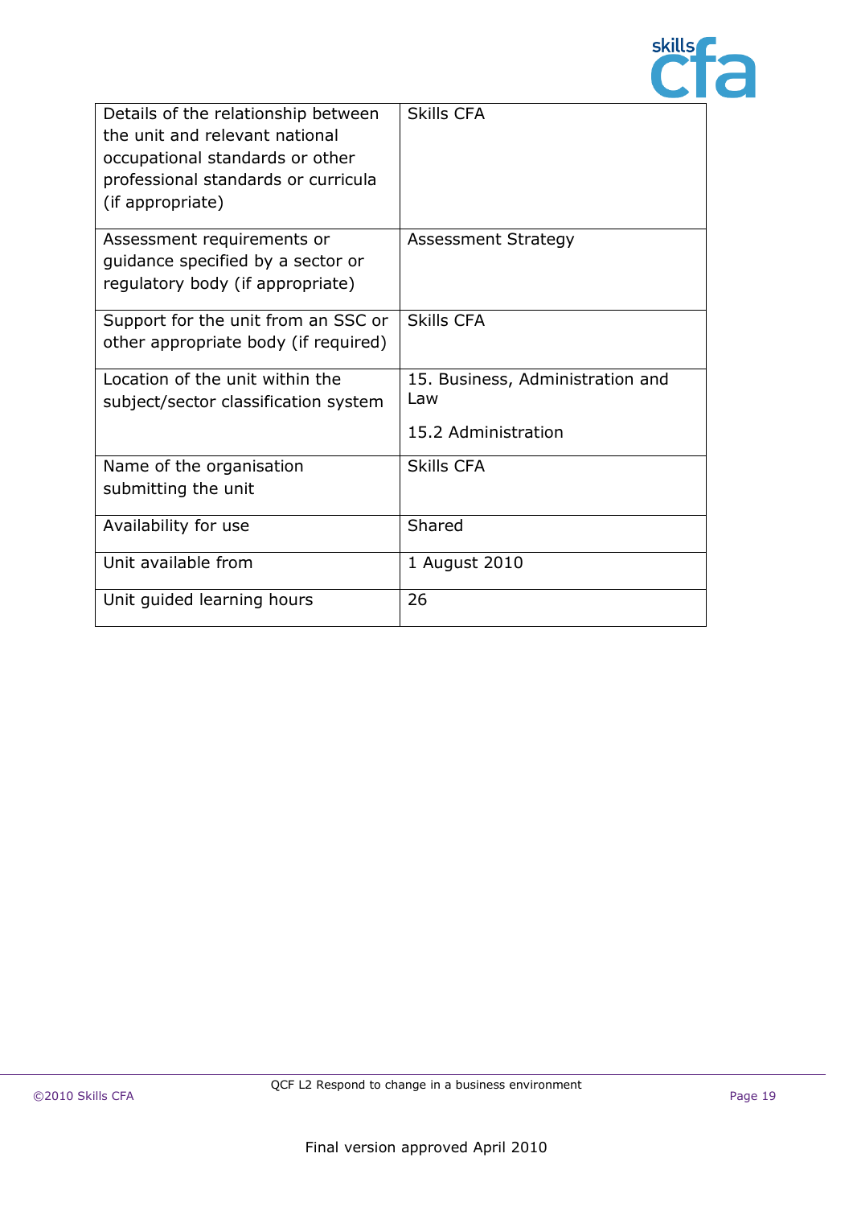| | |
|---|---|
| Details of the relationship between the unit and relevant national occupational standards or other professional standards or curricula (if appropriate) | Skills CFA |
| Assessment requirements or guidance specified by a sector or regulatory body (if appropriate) | Assessment Strategy |
| Support for the unit from an SSC or other appropriate body (if required) | Skills CFA |
| Location of the unit within the subject/sector classification system | 15. Business, Administration and Law<br><br>15.2 Administration |
| Name of the organisation submitting the unit | Skills CFA |
| Availability for use | Shared |
| Unit available from | 1 August 2010 |
| Unit guided learning hours | 26 |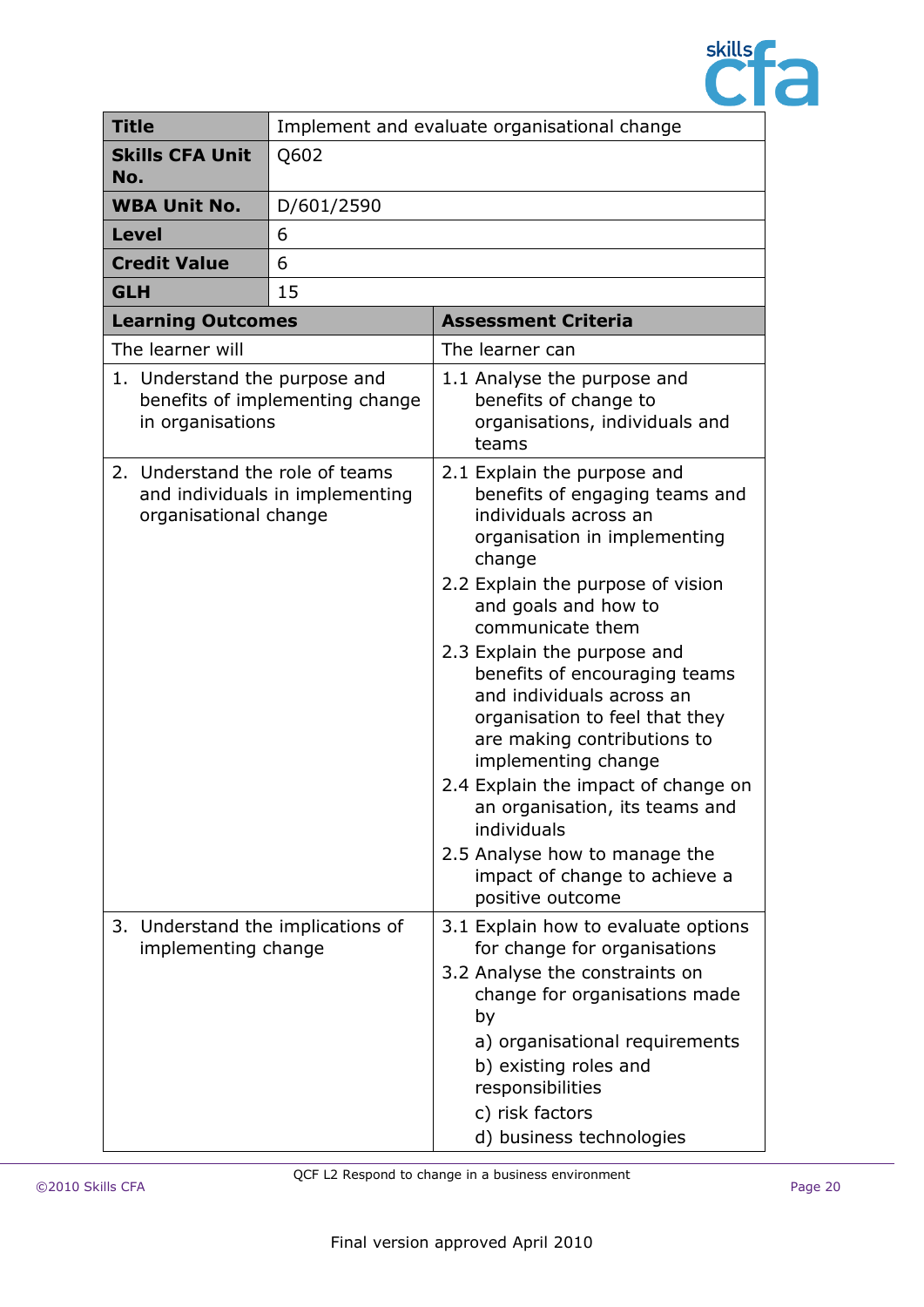| **Title** | Implement and evaluate organisational change |
|---|---|
| **Skills CFA Unit No.** | Q602 |
| **WBA Unit No.** | D/601/2590 |
| **Level** | 6 |
| **Credit Value** | 6 |
| **GLH** | 15 |

| **Learning Outcomes** | **Assessment Criteria** |
|---|---|
| The learner will | The learner can |
| 1. Understand the purpose and benefits of implementing change in organisations | 1.1 Analyse the purpose and benefits of change to organisations, individuals and teams |
| 2. Understand the role of teams and individuals in implementing organisational change | 2.1 Explain the purpose and benefits of engaging teams and individuals across an organisation in implementing change<br>2.2 Explain the purpose of vision and goals and how to communicate them<br>2.3 Explain the purpose and benefits of encouraging teams and individuals across an organisation to feel that they are making contributions to implementing change<br>2.4 Explain the impact of change on an organisation, its teams and individuals<br>2.5 Analyse how to manage the impact of change to achieve a positive outcome |
| 3. Understand the implications of implementing change | 3.1 Explain how to evaluate options for change for organisations<br>3.2 Analyse the constraints on change for organisations made by<br>a) organisational requirements<br>b) existing roles and responsibilities<br>c) risk factors<br>d) business technologies |

QCF L2 Respond to change in a business environment

Final version approved April 2010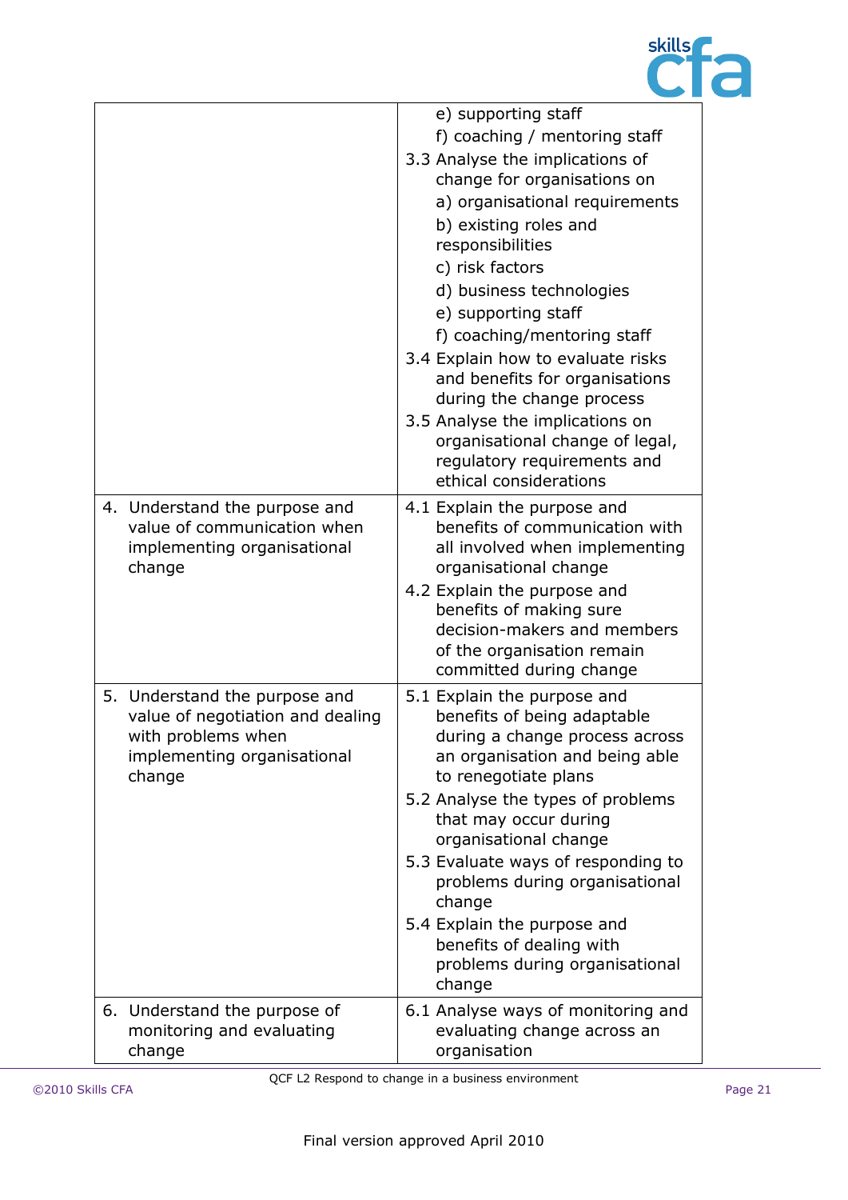| | |
|---|---|
| | e) supporting staff<br>f) coaching / mentoring staff<br>3.3 Analyse the implications of change for organisations on<br>a) organisational requirements<br>b) existing roles and responsibilities<br>c) risk factors<br>d) business technologies<br>e) supporting staff<br>f) coaching/mentoring staff<br>3.4 Explain how to evaluate risks and benefits for organisations during the change process<br>3.5 Analyse the implications on organisational change of legal, regulatory requirements and ethical considerations |
| 4. Understand the purpose and value of communication when implementing organisational change | 4.1 Explain the purpose and benefits of communication with all involved when implementing organisational change<br>4.2 Explain the purpose and benefits of making sure decision-makers and members of the organisation remain committed during change |
| 5. Understand the purpose and value of negotiation and dealing with problems when implementing organisational change | 5.1 Explain the purpose and benefits of being adaptable during a change process across an organisation and being able to renegotiate plans<br>5.2 Analyse the types of problems that may occur during organisational change<br>5.3 Evaluate ways of responding to problems during organisational change<br>5.4 Explain the purpose and benefits of dealing with problems during organisational change |
| 6. Understand the purpose of monitoring and evaluating change | 6.1 Analyse ways of monitoring and evaluating change across an organisation |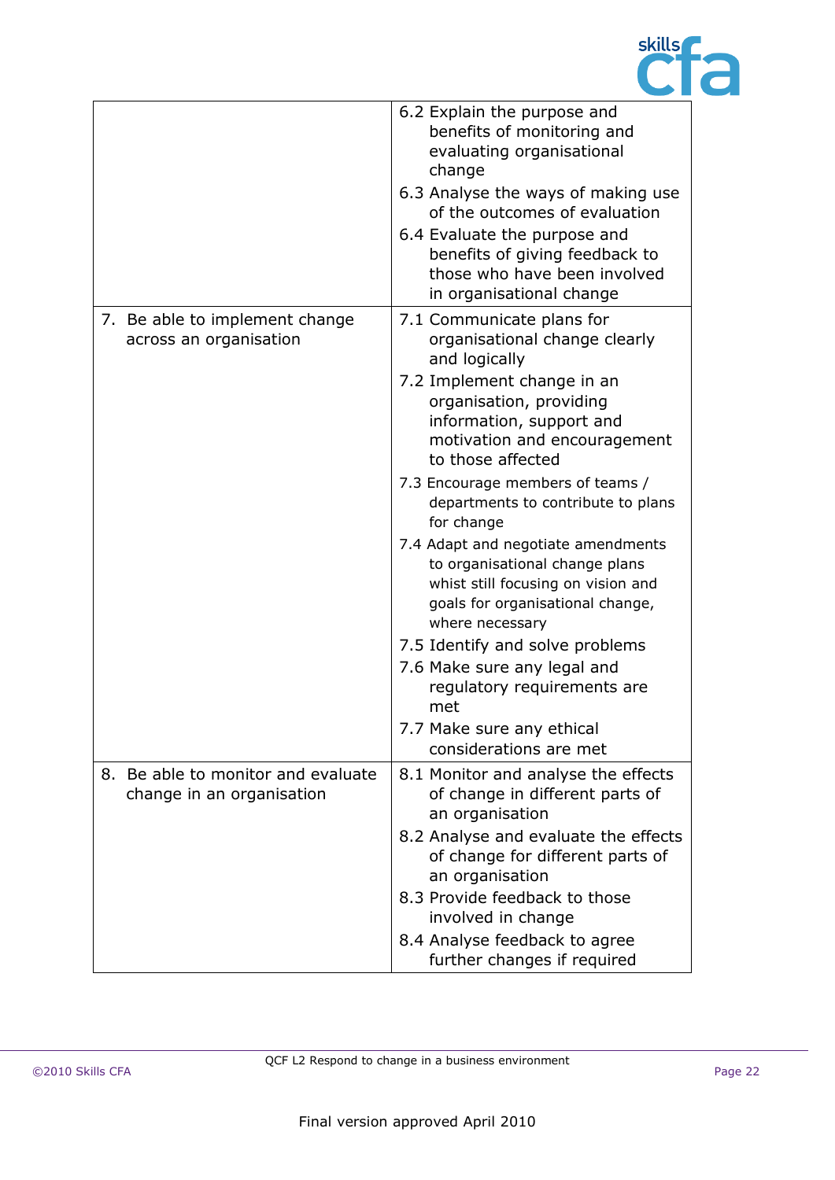|  |  |
|---|---|
|  | 6.2 Explain the purpose and benefits of monitoring and evaluating organisational change<br>6.3 Analyse the ways of making use of the outcomes of evaluation<br>6.4 Evaluate the purpose and benefits of giving feedback to those who have been involved in organisational change |
| 7. Be able to implement change across an organisation | 7.1 Communicate plans for organisational change clearly and logically<br>7.2 Implement change in an organisation, providing information, support and motivation and encouragement to those affected<br>7.3 Encourage members of teams / departments to contribute to plans for change<br>7.4 Adapt and negotiate amendments to organisational change plans whist still focusing on vision and goals for organisational change, where necessary<br>7.5 Identify and solve problems<br>7.6 Make sure any legal and regulatory requirements are met<br>7.7 Make sure any ethical considerations are met |
| 8. Be able to monitor and evaluate change in an organisation | 8.1 Monitor and analyse the effects of change in different parts of an organisation<br>8.2 Analyse and evaluate the effects of change for different parts of an organisation<br>8.3 Provide feedback to those involved in change<br>8.4 Analyse feedback to agree further changes if required |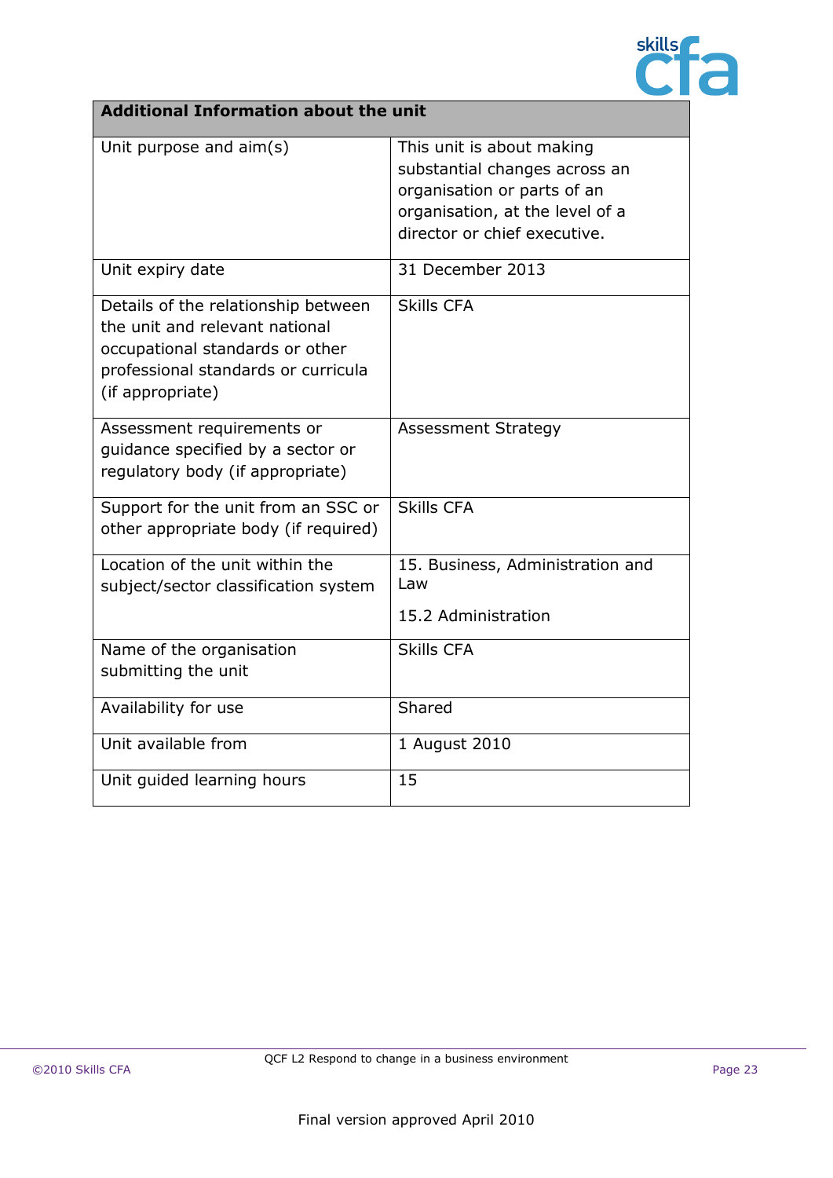| Additional Information about the unit | |
|---|---|
| Unit purpose and aim(s) | This unit is about making substantial changes across an organisation or parts of an organisation, at the level of a director or chief executive. |
| Unit expiry date | 31 December 2013 |
| Details of the relationship between the unit and relevant national occupational standards or other professional standards or curricula (if appropriate) | Skills CFA |
| Assessment requirements or guidance specified by a sector or regulatory body (if appropriate) | Assessment Strategy |
| Support for the unit from an SSC or other appropriate body (if required) | Skills CFA |
| Location of the unit within the subject/sector classification system | 15. Business, Administration and Law<br><br>15.2 Administration |
| Name of the organisation submitting the unit | Skills CFA |
| Availability for use | Shared |
| Unit available from | 1 August 2010 |
| Unit guided learning hours | 15 |